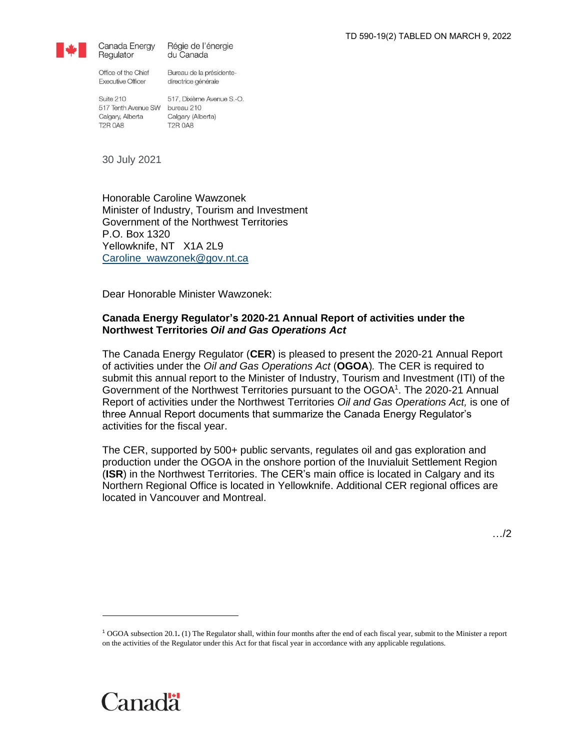TD 590-19(2) TABLED ON MARCH 9, 2022

Canada Energy Regulator | Régie de l'énergie du Canada

Office of the Chief Executive Officer | Bureau de la présidente-directrice générale

Suite 210
517 Tenth Avenue SW
Calgary, Alberta
T2R 0A8

517, Dixième Avenue S.-O.
bureau 210
Calgary (Alberta)
T2R 0A8

30 July 2021

Honorable Caroline Wawzonek
Minister of Industry, Tourism and Investment
Government of the Northwest Territories
P.O. Box 1320
Yellowknife, NT X1A 2L9
Caroline_wawzonek@gov.nt.ca

Dear Honorable Minister Wawzonek:

**Canada Energy Regulator's 2020-21 Annual Report of activities under the Northwest Territories *Oil and Gas Operations Act***

The Canada Energy Regulator (**CER**) is pleased to present the 2020-21 Annual Report of activities under the *Oil and Gas Operations Act* (**OGOA**). The CER is required to submit this annual report to the Minister of Industry, Tourism and Investment (ITI) of the Government of the Northwest Territories pursuant to the OGOA[1]. The 2020-21 Annual Report of activities under the Northwest Territories *Oil and Gas Operations Act,* is one of three Annual Report documents that summarize the Canada Energy Regulator's activities for the fiscal year.

The CER, supported by 500+ public servants, regulates oil and gas exploration and production under the OGOA in the onshore portion of the Inuvialuit Settlement Region (**ISR**) in the Northwest Territories. The CER's main office is located in Calgary and its Northern Regional Office is located in Yellowknife. Additional CER regional offices are located in Vancouver and Montreal.

…/2

[1] OGOA subsection 20.1**.** (1) The Regulator shall, within four months after the end of each fiscal year, submit to the Minister a report on the activities of the Regulator under this Act for that fiscal year in accordance with any applicable regulations.

Canada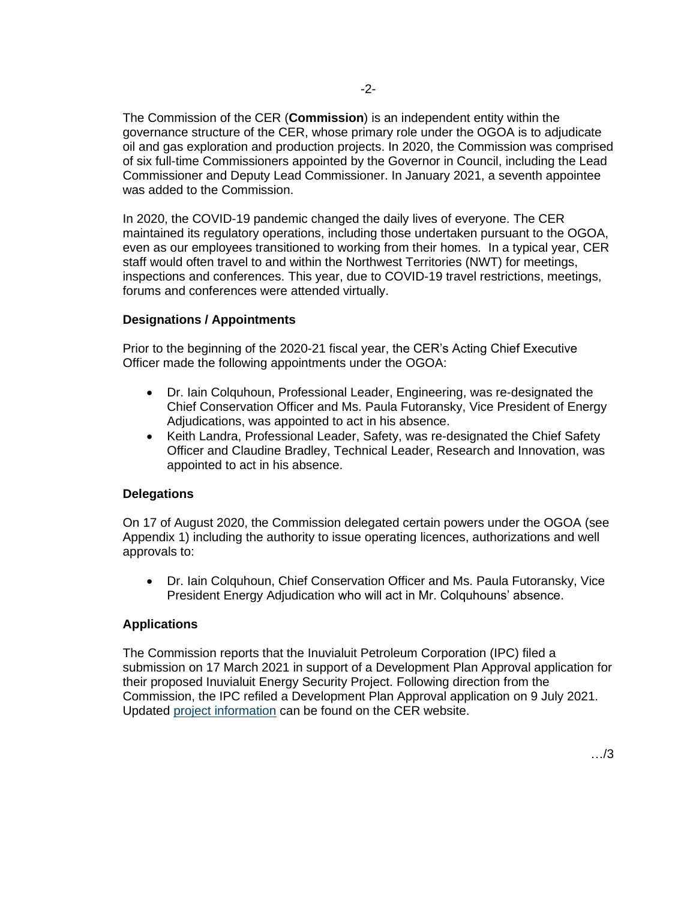The Commission of the CER (**Commission**) is an independent entity within the governance structure of the CER, whose primary role under the OGOA is to adjudicate oil and gas exploration and production projects. In 2020, the Commission was comprised of six full-time Commissioners appointed by the Governor in Council, including the Lead Commissioner and Deputy Lead Commissioner. In January 2021, a seventh appointee was added to the Commission.

In 2020, the COVID-19 pandemic changed the daily lives of everyone. The CER maintained its regulatory operations, including those undertaken pursuant to the OGOA, even as our employees transitioned to working from their homes. In a typical year, CER staff would often travel to and within the Northwest Territories (NWT) for meetings, inspections and conferences. This year, due to COVID-19 travel restrictions, meetings, forums and conferences were attended virtually.

### Designations / Appointments

Prior to the beginning of the 2020-21 fiscal year, the CER's Acting Chief Executive Officer made the following appointments under the OGOA:

- Dr. Iain Colquhoun, Professional Leader, Engineering, was re-designated the Chief Conservation Officer and Ms. Paula Futoransky, Vice President of Energy Adjudications, was appointed to act in his absence.
- Keith Landra, Professional Leader, Safety, was re-designated the Chief Safety Officer and Claudine Bradley, Technical Leader, Research and Innovation, was appointed to act in his absence.

### Delegations

On 17 of August 2020, the Commission delegated certain powers under the OGOA (see Appendix 1) including the authority to issue operating licences, authorizations and well approvals to:

- Dr. Iain Colquhoun, Chief Conservation Officer and Ms. Paula Futoransky, Vice President Energy Adjudication who will act in Mr. Colquhouns' absence.

### Applications

The Commission reports that the Inuvialuit Petroleum Corporation (IPC) filed a submission on 17 March 2021 in support of a Development Plan Approval application for their proposed Inuvialuit Energy Security Project. Following direction from the Commission, the IPC refiled a Development Plan Approval application on 9 July 2021. Updated project information can be found on the CER website.

…/3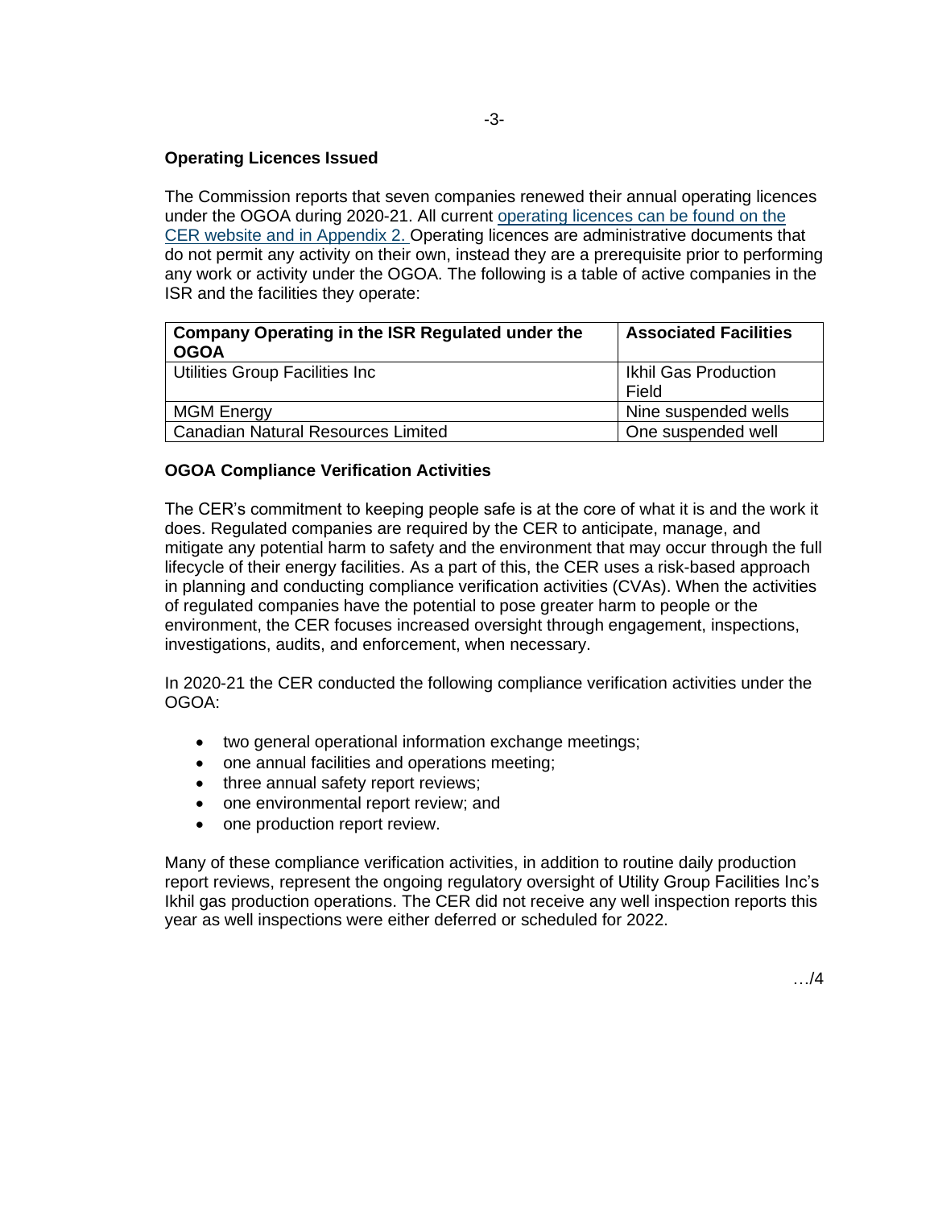## Operating Licences Issued

The Commission reports that seven companies renewed their annual operating licences under the OGOA during 2020-21. All current operating licences can be found on the CER website and in Appendix 2. Operating licences are administrative documents that do not permit any activity on their own, instead they are a prerequisite prior to performing any work or activity under the OGOA. The following is a table of active companies in the ISR and the facilities they operate:

| Company Operating in the ISR Regulated under the OGOA | Associated Facilities |
| --- | --- |
| Utilities Group Facilities Inc | Ikhil Gas Production Field |
| MGM Energy | Nine suspended wells |
| Canadian Natural Resources Limited | One suspended well |

## OGOA Compliance Verification Activities

The CER's commitment to keeping people safe is at the core of what it is and the work it does. Regulated companies are required by the CER to anticipate, manage, and mitigate any potential harm to safety and the environment that may occur through the full lifecycle of their energy facilities. As a part of this, the CER uses a risk-based approach in planning and conducting compliance verification activities (CVAs). When the activities of regulated companies have the potential to pose greater harm to people or the environment, the CER focuses increased oversight through engagement, inspections, investigations, audits, and enforcement, when necessary.

In 2020-21 the CER conducted the following compliance verification activities under the OGOA:

- two general operational information exchange meetings;
- one annual facilities and operations meeting;
- three annual safety report reviews;
- one environmental report review; and
- one production report review.

Many of these compliance verification activities, in addition to routine daily production report reviews, represent the ongoing regulatory oversight of Utility Group Facilities Inc's Ikhil gas production operations. The CER did not receive any well inspection reports this year as well inspections were either deferred or scheduled for 2022.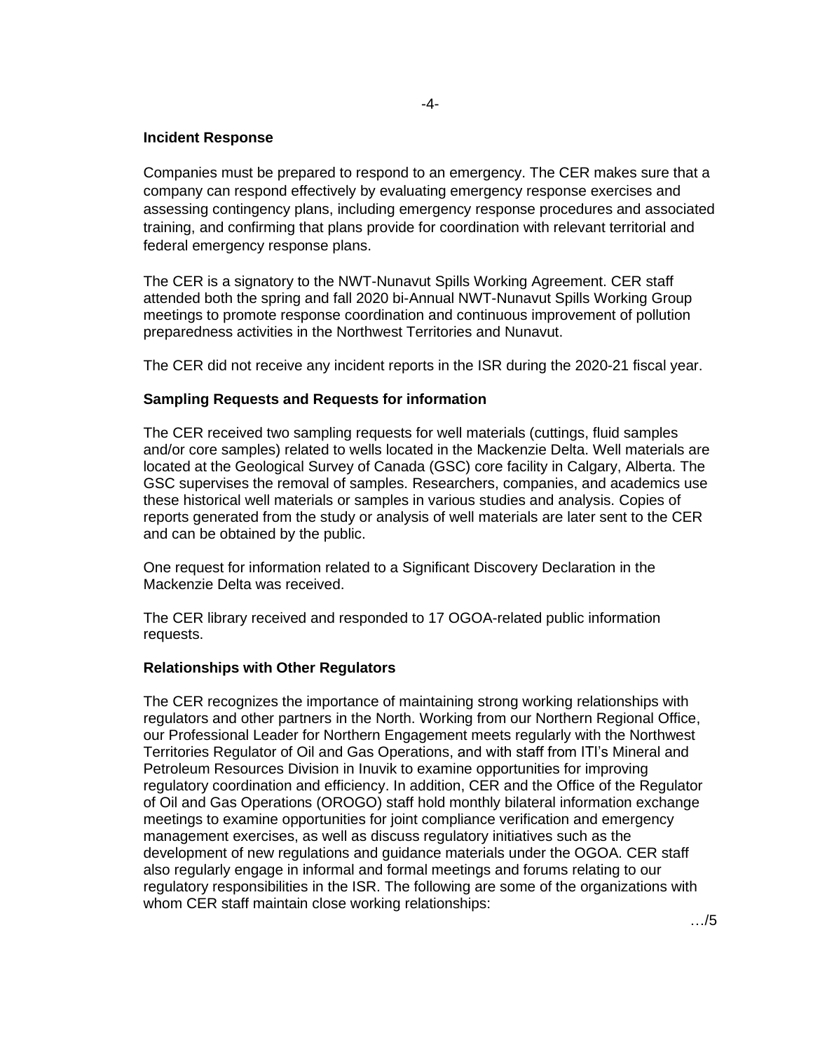## Incident Response

Companies must be prepared to respond to an emergency. The CER makes sure that a company can respond effectively by evaluating emergency response exercises and assessing contingency plans, including emergency response procedures and associated training, and confirming that plans provide for coordination with relevant territorial and federal emergency response plans.

The CER is a signatory to the NWT-Nunavut Spills Working Agreement. CER staff attended both the spring and fall 2020 bi-Annual NWT-Nunavut Spills Working Group meetings to promote response coordination and continuous improvement of pollution preparedness activities in the Northwest Territories and Nunavut.

The CER did not receive any incident reports in the ISR during the 2020-21 fiscal year.

## Sampling Requests and Requests for information

The CER received two sampling requests for well materials (cuttings, fluid samples and/or core samples) related to wells located in the Mackenzie Delta. Well materials are located at the Geological Survey of Canada (GSC) core facility in Calgary, Alberta. The GSC supervises the removal of samples. Researchers, companies, and academics use these historical well materials or samples in various studies and analysis. Copies of reports generated from the study or analysis of well materials are later sent to the CER and can be obtained by the public.

One request for information related to a Significant Discovery Declaration in the Mackenzie Delta was received.

The CER library received and responded to 17 OGOA-related public information requests.

## Relationships with Other Regulators

The CER recognizes the importance of maintaining strong working relationships with regulators and other partners in the North. Working from our Northern Regional Office, our Professional Leader for Northern Engagement meets regularly with the Northwest Territories Regulator of Oil and Gas Operations, and with staff from ITI's Mineral and Petroleum Resources Division in Inuvik to examine opportunities for improving regulatory coordination and efficiency. In addition, CER and the Office of the Regulator of Oil and Gas Operations (OROGO) staff hold monthly bilateral information exchange meetings to examine opportunities for joint compliance verification and emergency management exercises, as well as discuss regulatory initiatives such as the development of new regulations and guidance materials under the OGOA. CER staff also regularly engage in informal and formal meetings and forums relating to our regulatory responsibilities in the ISR. The following are some of the organizations with whom CER staff maintain close working relationships: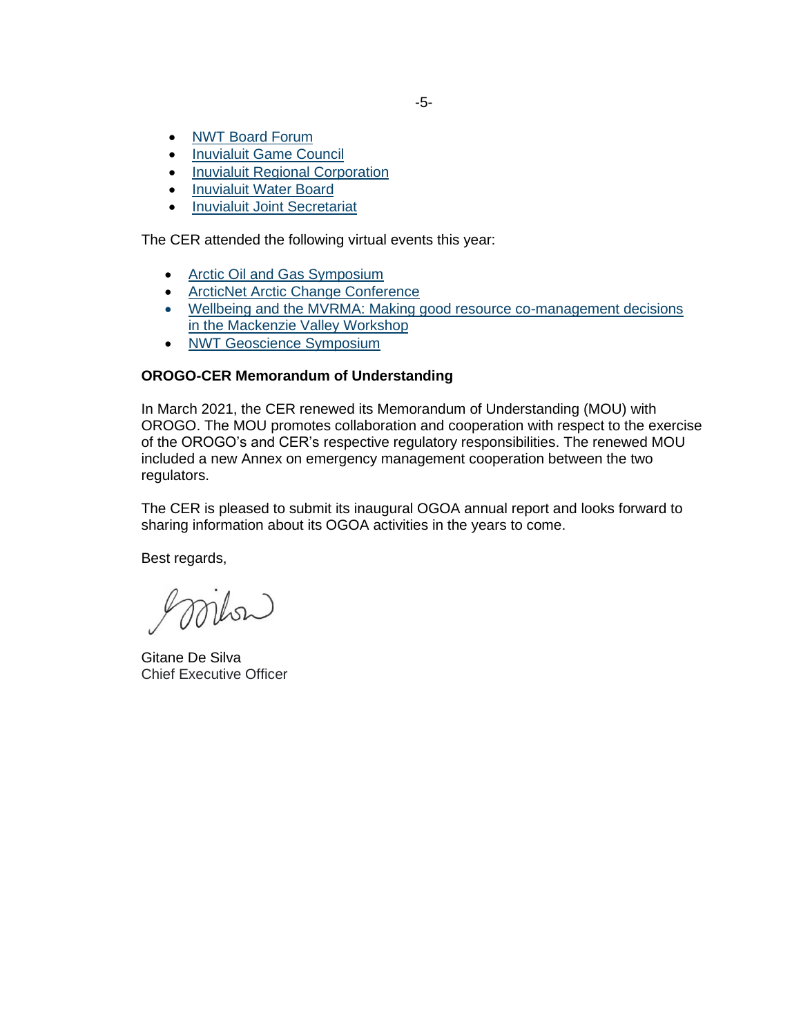- NWT Board Forum
- Inuvialuit Game Council
- Inuvialuit Regional Corporation
- Inuvialuit Water Board
- Inuvialuit Joint Secretariat

The CER attended the following virtual events this year:

- Arctic Oil and Gas Symposium
- ArcticNet Arctic Change Conference
- Wellbeing and the MVRMA: Making good resource co-management decisions in the Mackenzie Valley Workshop
- NWT Geoscience Symposium

**OROGO-CER Memorandum of Understanding**

In March 2021, the CER renewed its Memorandum of Understanding (MOU) with OROGO. The MOU promotes collaboration and cooperation with respect to the exercise of the OROGO's and CER's respective regulatory responsibilities. The renewed MOU included a new Annex on emergency management cooperation between the two regulators.

The CER is pleased to submit its inaugural OGOA annual report and looks forward to sharing information about its OGOA activities in the years to come.

Best regards,

Gitane De Silva
Chief Executive Officer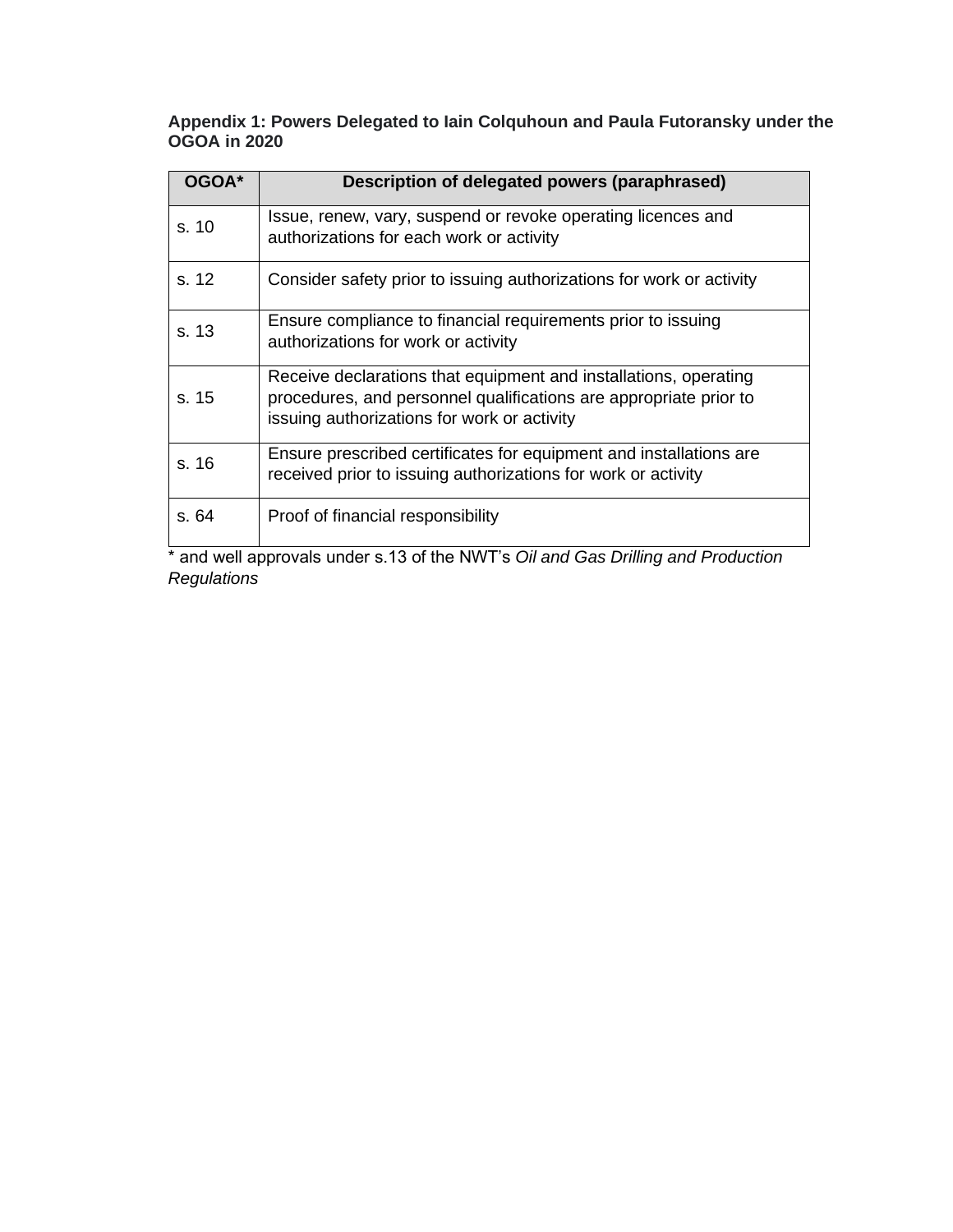**Appendix 1: Powers Delegated to Iain Colquhoun and Paula Futoransky under the OGOA in 2020**

| OGOA* | Description of delegated powers (paraphrased) |
| --- | --- |
| s. 10 | Issue, renew, vary, suspend or revoke operating licences and authorizations for each work or activity |
| s. 12 | Consider safety prior to issuing authorizations for work or activity |
| s. 13 | Ensure compliance to financial requirements prior to issuing authorizations for work or activity |
| s. 15 | Receive declarations that equipment and installations, operating procedures, and personnel qualifications are appropriate prior to issuing authorizations for work or activity |
| s. 16 | Ensure prescribed certificates for equipment and installations are received prior to issuing authorizations for work or activity |
| s. 64 | Proof of financial responsibility |

\* and well approvals under s.13 of the NWT's *Oil and Gas Drilling and Production Regulations*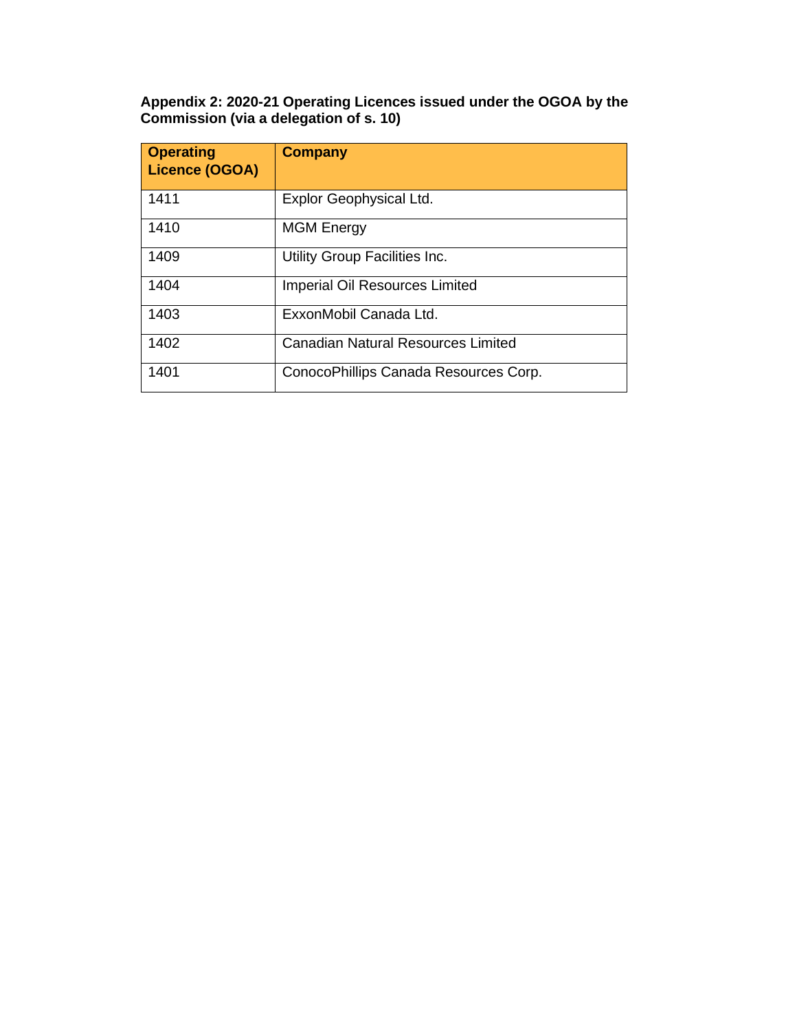**Appendix 2: 2020-21 Operating Licences issued under the OGOA by the Commission (via a delegation of s. 10)**

| Operating Licence (OGOA) | Company |
| --- | --- |
| 1411 | Explor Geophysical Ltd. |
| 1410 | MGM Energy |
| 1409 | Utility Group Facilities Inc. |
| 1404 | Imperial Oil Resources Limited |
| 1403 | ExxonMobil Canada Ltd. |
| 1402 | Canadian Natural Resources Limited |
| 1401 | ConocoPhillips Canada Resources Corp. |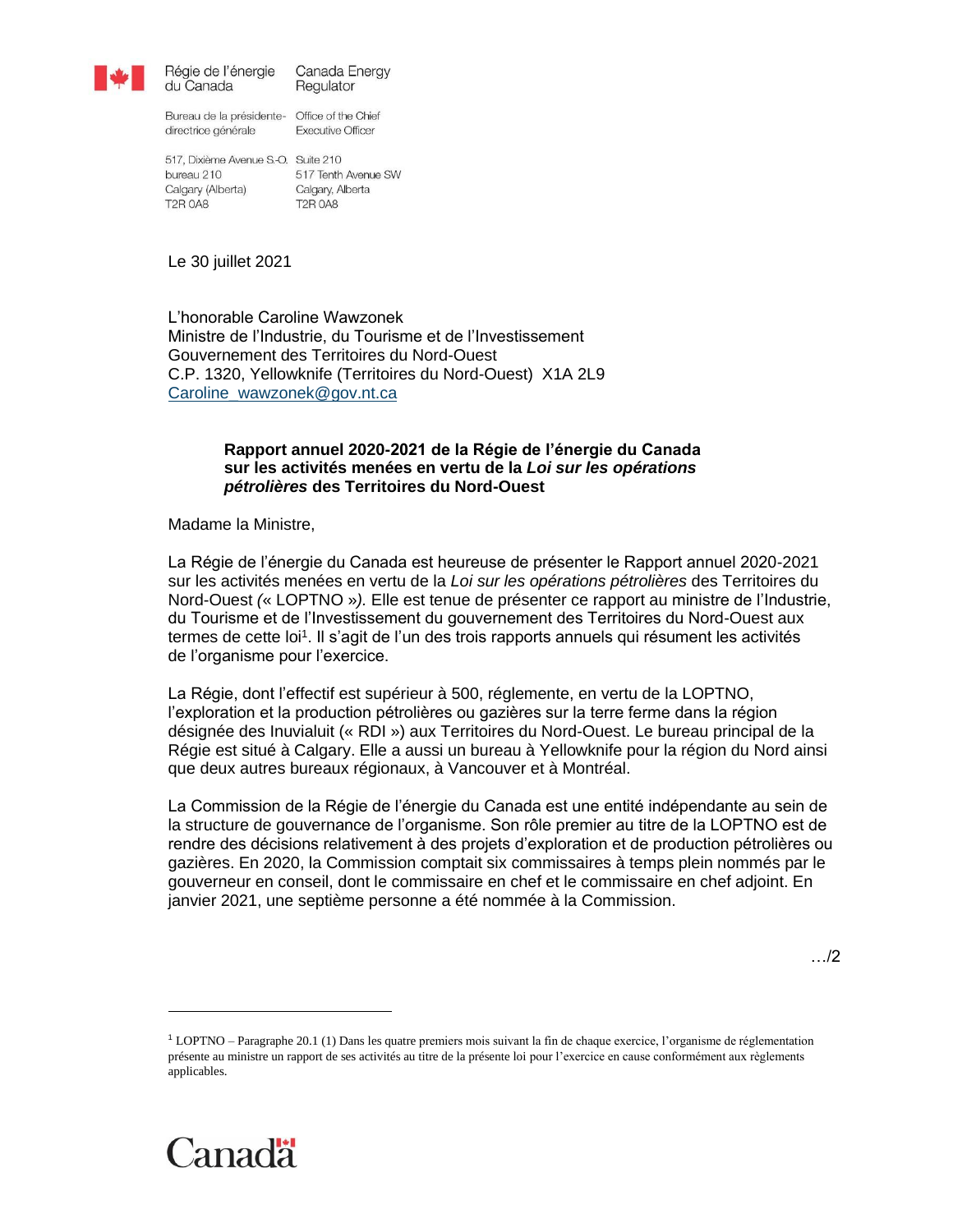Régie de l'énergie du Canada | Canada Energy Regulator

Bureau de la présidente-directrice générale | Office of the Chief Executive Officer

517, Dixième Avenue S.-O. bureau 210 Calgary (Alberta) T2R 0A8 | Suite 210 517 Tenth Avenue SW Calgary, Alberta T2R 0A8

Le 30 juillet 2021

L'honorable Caroline Wawzonek
Ministre de l'Industrie, du Tourisme et de l'Investissement
Gouvernement des Territoires du Nord-Ouest
C.P. 1320, Yellowknife (Territoires du Nord-Ouest) X1A 2L9
Caroline_wawzonek@gov.nt.ca

**Rapport annuel 2020-2021 de la Régie de l'énergie du Canada sur les activités menées en vertu de la *Loi sur les opérations pétrolières* des Territoires du Nord-Ouest**

Madame la Ministre,

La Régie de l'énergie du Canada est heureuse de présenter le Rapport annuel 2020-2021 sur les activités menées en vertu de la *Loi sur les opérations pétrolières* des Territoires du Nord-Ouest *(*« LOPTNO »*).* Elle est tenue de présenter ce rapport au ministre de l'Industrie, du Tourisme et de l'Investissement du gouvernement des Territoires du Nord-Ouest aux termes de cette loi[1]. Il s'agit de l'un des trois rapports annuels qui résument les activités de l'organisme pour l'exercice.

La Régie, dont l'effectif est supérieur à 500, réglemente, en vertu de la LOPTNO, l'exploration et la production pétrolières ou gazières sur la terre ferme dans la région désignée des Inuvialuit (« RDI ») aux Territoires du Nord-Ouest. Le bureau principal de la Régie est situé à Calgary. Elle a aussi un bureau à Yellowknife pour la région du Nord ainsi que deux autres bureaux régionaux, à Vancouver et à Montréal.

La Commission de la Régie de l'énergie du Canada est une entité indépendante au sein de la structure de gouvernance de l'organisme. Son rôle premier au titre de la LOPTNO est de rendre des décisions relativement à des projets d'exploration et de production pétrolières ou gazières. En 2020, la Commission comptait six commissaires à temps plein nommés par le gouverneur en conseil, dont le commissaire en chef et le commissaire en chef adjoint. En janvier 2021, une septième personne a été nommée à la Commission.

…/2

[1] LOPTNO – Paragraphe 20.1 (1) Dans les quatre premiers mois suivant la fin de chaque exercice, l'organisme de réglementation présente au ministre un rapport de ses activités au titre de la présente loi pour l'exercice en cause conformément aux règlements applicables.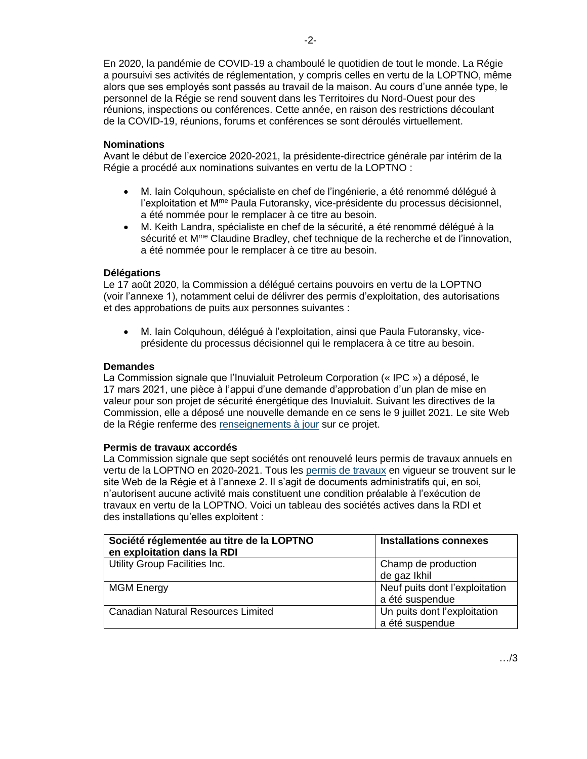En 2020, la pandémie de COVID-19 a chamboulé le quotidien de tout le monde. La Régie a poursuivi ses activités de réglementation, y compris celles en vertu de la LOPTNO, même alors que ses employés sont passés au travail de la maison. Au cours d'une année type, le personnel de la Régie se rend souvent dans les Territoires du Nord-Ouest pour des réunions, inspections ou conférences. Cette année, en raison des restrictions découlant de la COVID-19, réunions, forums et conférences se sont déroulés virtuellement.

**Nominations**
Avant le début de l'exercice 2020-2021, la présidente-directrice générale par intérim de la Régie a procédé aux nominations suivantes en vertu de la LOPTNO :

- M. Iain Colquhoun, spécialiste en chef de l'ingénierie, a été renommé délégué à l'exploitation et M[me] Paula Futoransky, vice-présidente du processus décisionnel, a été nommée pour le remplacer à ce titre au besoin.
- M. Keith Landra, spécialiste en chef de la sécurité, a été renommé délégué à la sécurité et M[me] Claudine Bradley, chef technique de la recherche et de l'innovation, a été nommée pour le remplacer à ce titre au besoin.

**Délégations**
Le 17 août 2020, la Commission a délégué certains pouvoirs en vertu de la LOPTNO (voir l'annexe 1), notamment celui de délivrer des permis d'exploitation, des autorisations et des approbations de puits aux personnes suivantes :

- M. Iain Colquhoun, délégué à l'exploitation, ainsi que Paula Futoransky, vice-présidente du processus décisionnel qui le remplacera à ce titre au besoin.

**Demandes**
La Commission signale que l'Inuvialuit Petroleum Corporation (« IPC ») a déposé, le 17 mars 2021, une pièce à l'appui d'une demande d'approbation d'un plan de mise en valeur pour son projet de sécurité énergétique des Inuvialuit. Suivant les directives de la Commission, elle a déposé une nouvelle demande en ce sens le 9 juillet 2021. Le site Web de la Régie renferme des renseignements à jour sur ce projet.

**Permis de travaux accordés**
La Commission signale que sept sociétés ont renouvelé leurs permis de travaux annuels en vertu de la LOPTNO en 2020-2021. Tous les permis de travaux en vigueur se trouvent sur le site Web de la Régie et à l'annexe 2. Il s'agit de documents administratifs qui, en soi, n'autorisent aucune activité mais constituent une condition préalable à l'exécution de travaux en vertu de la LOPTNO. Voici un tableau des sociétés actives dans la RDI et des installations qu'elles exploitent :

| Société réglementée au titre de la LOPTNO en exploitation dans la RDI | Installations connexes |
|---|---|
| Utility Group Facilities Inc. | Champ de production de gaz Ikhil |
| MGM Energy | Neuf puits dont l'exploitation a été suspendue |
| Canadian Natural Resources Limited | Un puits dont l'exploitation a été suspendue |

…/3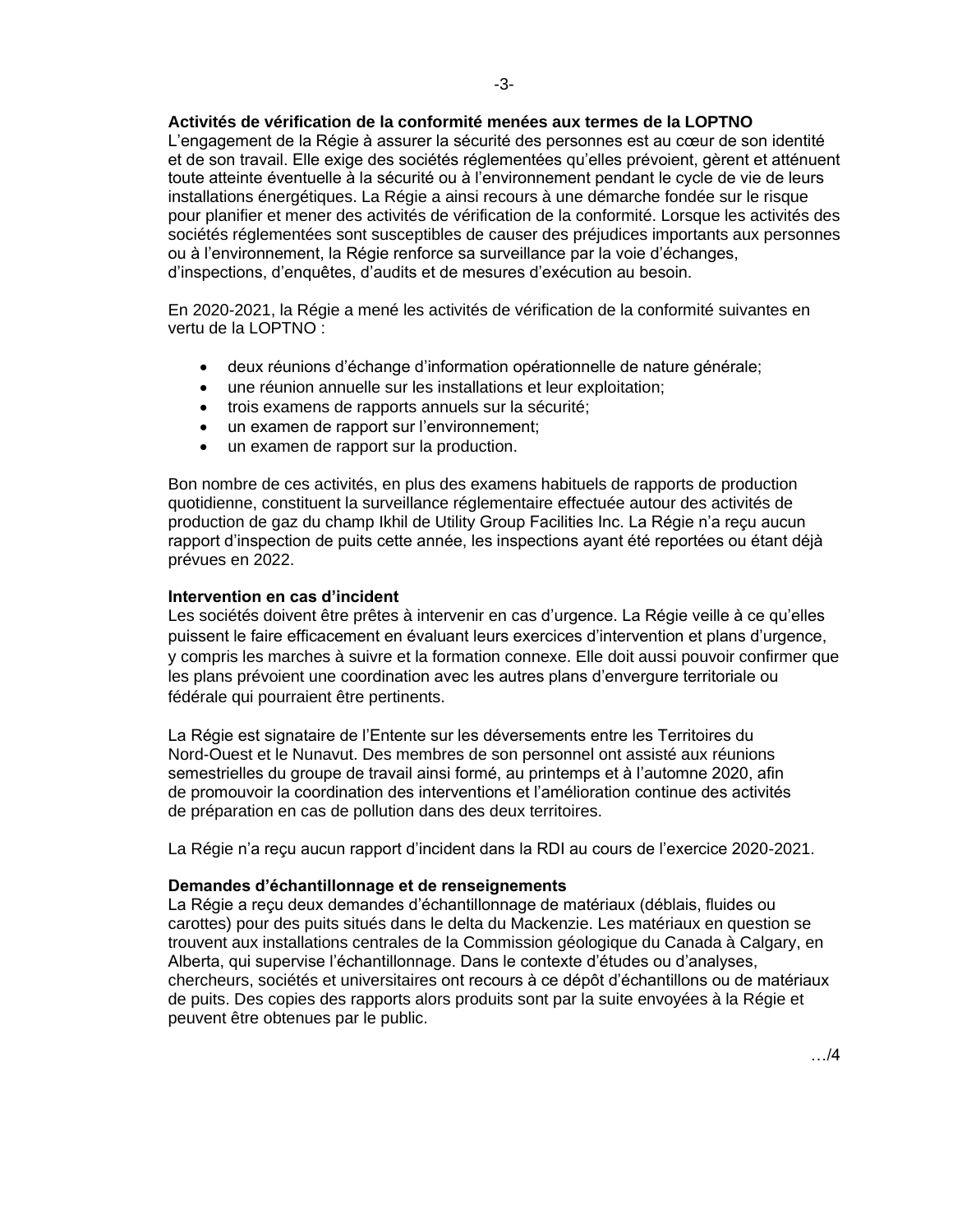**Activités de vérification de la conformité menées aux termes de la LOPTNO**
L'engagement de la Régie à assurer la sécurité des personnes est au cœur de son identité et de son travail. Elle exige des sociétés réglementées qu'elles prévoient, gèrent et atténuent toute atteinte éventuelle à la sécurité ou à l'environnement pendant le cycle de vie de leurs installations énergétiques. La Régie a ainsi recours à une démarche fondée sur le risque pour planifier et mener des activités de vérification de la conformité. Lorsque les activités des sociétés réglementées sont susceptibles de causer des préjudices importants aux personnes ou à l'environnement, la Régie renforce sa surveillance par la voie d'échanges, d'inspections, d'enquêtes, d'audits et de mesures d'exécution au besoin.

En 2020-2021, la Régie a mené les activités de vérification de la conformité suivantes en vertu de la LOPTNO :

- deux réunions d'échange d'information opérationnelle de nature générale;
- une réunion annuelle sur les installations et leur exploitation;
- trois examens de rapports annuels sur la sécurité;
- un examen de rapport sur l'environnement;
- un examen de rapport sur la production.

Bon nombre de ces activités, en plus des examens habituels de rapports de production quotidienne, constituent la surveillance réglementaire effectuée autour des activités de production de gaz du champ Ikhil de Utility Group Facilities Inc. La Régie n'a reçu aucun rapport d'inspection de puits cette année, les inspections ayant été reportées ou étant déjà prévues en 2022.

**Intervention en cas d'incident**
Les sociétés doivent être prêtes à intervenir en cas d'urgence. La Régie veille à ce qu'elles puissent le faire efficacement en évaluant leurs exercices d'intervention et plans d'urgence, y compris les marches à suivre et la formation connexe. Elle doit aussi pouvoir confirmer que les plans prévoient une coordination avec les autres plans d'envergure territoriale ou fédérale qui pourraient être pertinents.

La Régie est signataire de l'Entente sur les déversements entre les Territoires du Nord-Ouest et le Nunavut. Des membres de son personnel ont assisté aux réunions semestrielles du groupe de travail ainsi formé, au printemps et à l'automne 2020, afin de promouvoir la coordination des interventions et l'amélioration continue des activités de préparation en cas de pollution dans des deux territoires.

La Régie n'a reçu aucun rapport d'incident dans la RDI au cours de l'exercice 2020-2021.

**Demandes d'échantillonnage et de renseignements**
La Régie a reçu deux demandes d'échantillonnage de matériaux (déblais, fluides ou carottes) pour des puits situés dans le delta du Mackenzie. Les matériaux en question se trouvent aux installations centrales de la Commission géologique du Canada à Calgary, en Alberta, qui supervise l'échantillonnage. Dans le contexte d'études ou d'analyses, chercheurs, sociétés et universitaires ont recours à ce dépôt d'échantillons ou de matériaux de puits. Des copies des rapports alors produits sont par la suite envoyées à la Régie et peuvent être obtenues par le public.

…/4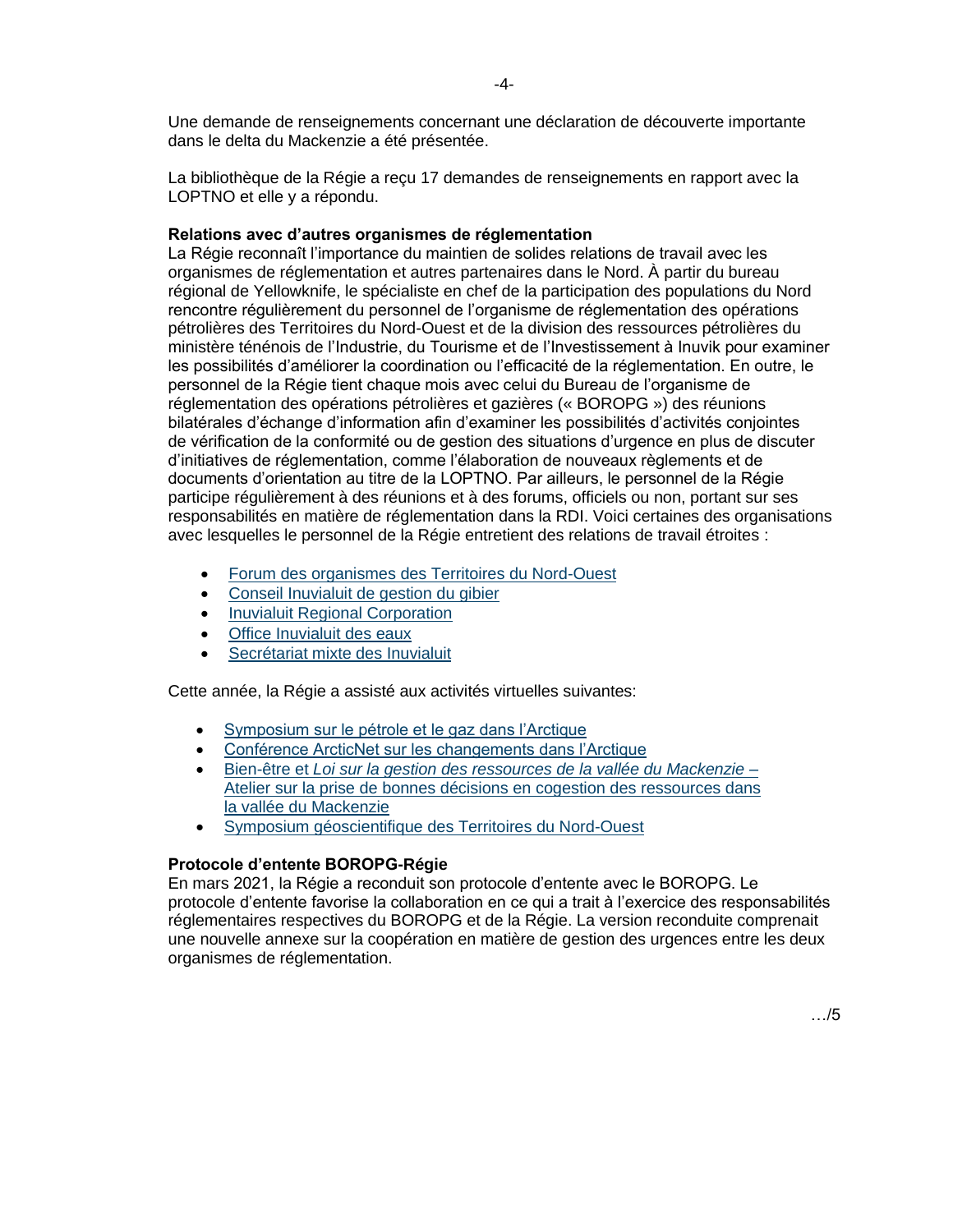Une demande de renseignements concernant une déclaration de découverte importante dans le delta du Mackenzie a été présentée.

La bibliothèque de la Régie a reçu 17 demandes de renseignements en rapport avec la LOPTNO et elle y a répondu.

**Relations avec d'autres organismes de réglementation**
La Régie reconnaît l'importance du maintien de solides relations de travail avec les organismes de réglementation et autres partenaires dans le Nord. À partir du bureau régional de Yellowknife, le spécialiste en chef de la participation des populations du Nord rencontre régulièrement du personnel de l'organisme de réglementation des opérations pétrolières des Territoires du Nord-Ouest et de la division des ressources pétrolières du ministère ténénois de l'Industrie, du Tourisme et de l'Investissement à Inuvik pour examiner les possibilités d'améliorer la coordination ou l'efficacité de la réglementation. En outre, le personnel de la Régie tient chaque mois avec celui du Bureau de l'organisme de réglementation des opérations pétrolières et gazières (« BOROPG ») des réunions bilatérales d'échange d'information afin d'examiner les possibilités d'activités conjointes de vérification de la conformité ou de gestion des situations d'urgence en plus de discuter d'initiatives de réglementation, comme l'élaboration de nouveaux règlements et de documents d'orientation au titre de la LOPTNO. Par ailleurs, le personnel de la Régie participe régulièrement à des réunions et à des forums, officiels ou non, portant sur ses responsabilités en matière de réglementation dans la RDI. Voici certaines des organisations avec lesquelles le personnel de la Régie entretient des relations de travail étroites :

- Forum des organismes des Territoires du Nord-Ouest
- Conseil Inuvialuit de gestion du gibier
- Inuvialuit Regional Corporation
- Office Inuvialuit des eaux
- Secrétariat mixte des Inuvialuit

Cette année, la Régie a assisté aux activités virtuelles suivantes:

- Symposium sur le pétrole et le gaz dans l'Arctique
- Conférence ArcticNet sur les changements dans l'Arctique
- Bien-être et *Loi sur la gestion des ressources de la vallée du Mackenzie* – Atelier sur la prise de bonnes décisions en cogestion des ressources dans la vallée du Mackenzie
- Symposium géoscientifique des Territoires du Nord-Ouest

**Protocole d'entente BOROPG-Régie**
En mars 2021, la Régie a reconduit son protocole d'entente avec le BOROPG. Le protocole d'entente favorise la collaboration en ce qui a trait à l'exercice des responsabilités réglementaires respectives du BOROPG et de la Régie. La version reconduite comprenait une nouvelle annexe sur la coopération en matière de gestion des urgences entre les deux organismes de réglementation.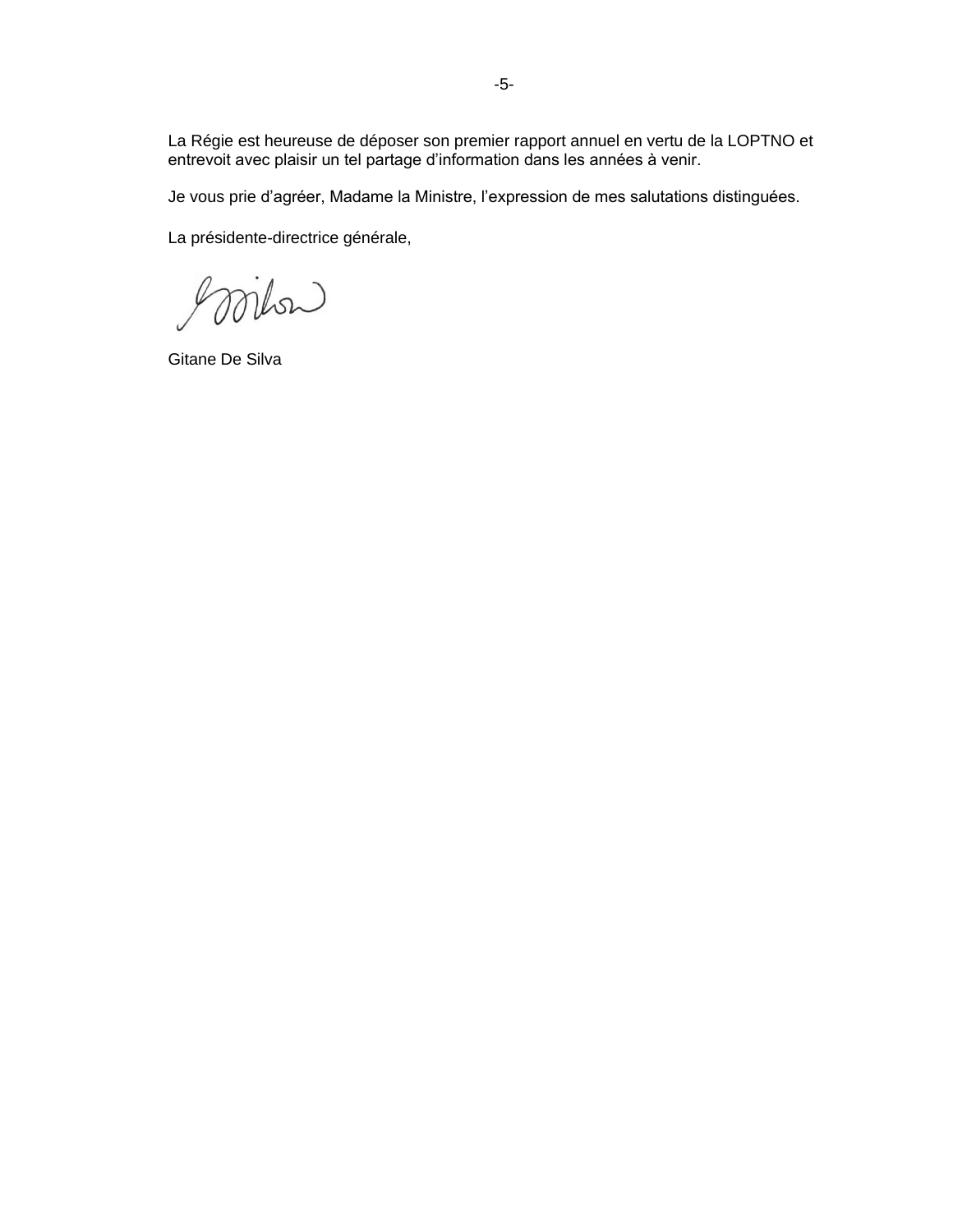La Régie est heureuse de déposer son premier rapport annuel en vertu de la LOPTNO et entrevoit avec plaisir un tel partage d'information dans les années à venir.

Je vous prie d'agréer, Madame la Ministre, l'expression de mes salutations distinguées.

La présidente-directrice générale,

Gitane De Silva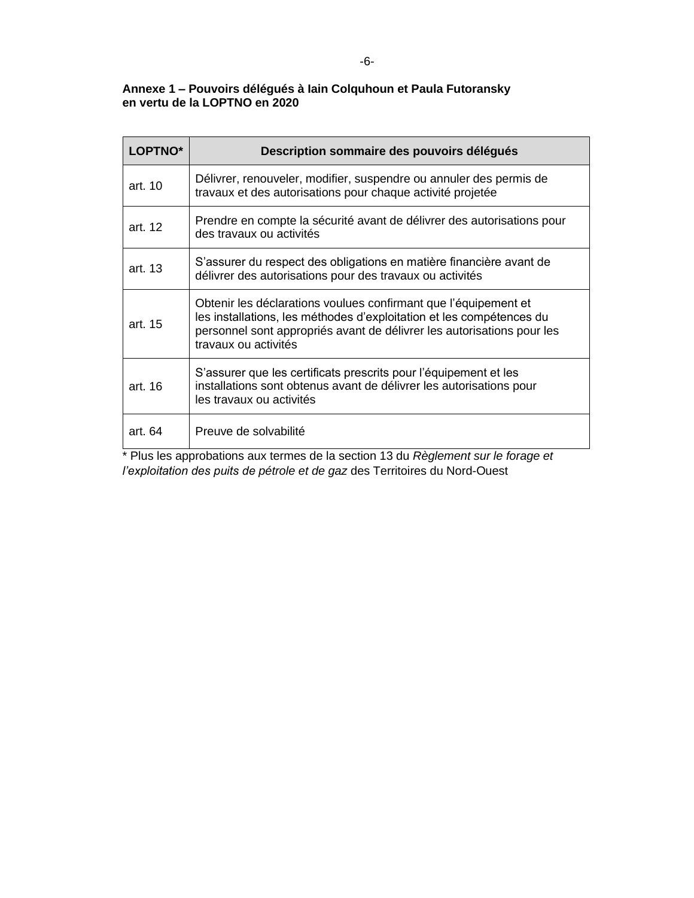**Annexe 1 – Pouvoirs délégués à Iain Colquhoun et Paula Futoransky en vertu de la LOPTNO en 2020**

| LOPTNO* | Description sommaire des pouvoirs délégués |
|---|---|
| art. 10 | Délivrer, renouveler, modifier, suspendre ou annuler des permis de travaux et des autorisations pour chaque activité projetée |
| art. 12 | Prendre en compte la sécurité avant de délivrer des autorisations pour des travaux ou activités |
| art. 13 | S'assurer du respect des obligations en matière financière avant de délivrer des autorisations pour des travaux ou activités |
| art. 15 | Obtenir les déclarations voulues confirmant que l'équipement et les installations, les méthodes d'exploitation et les compétences du personnel sont appropriés avant de délivrer les autorisations pour les travaux ou activités |
| art. 16 | S'assurer que les certificats prescrits pour l'équipement et les installations sont obtenus avant de délivrer les autorisations pour les travaux ou activités |
| art. 64 | Preuve de solvabilité |

\* Plus les approbations aux termes de la section 13 du *Règlement sur le forage et l'exploitation des puits de pétrole et de gaz* des Territoires du Nord-Ouest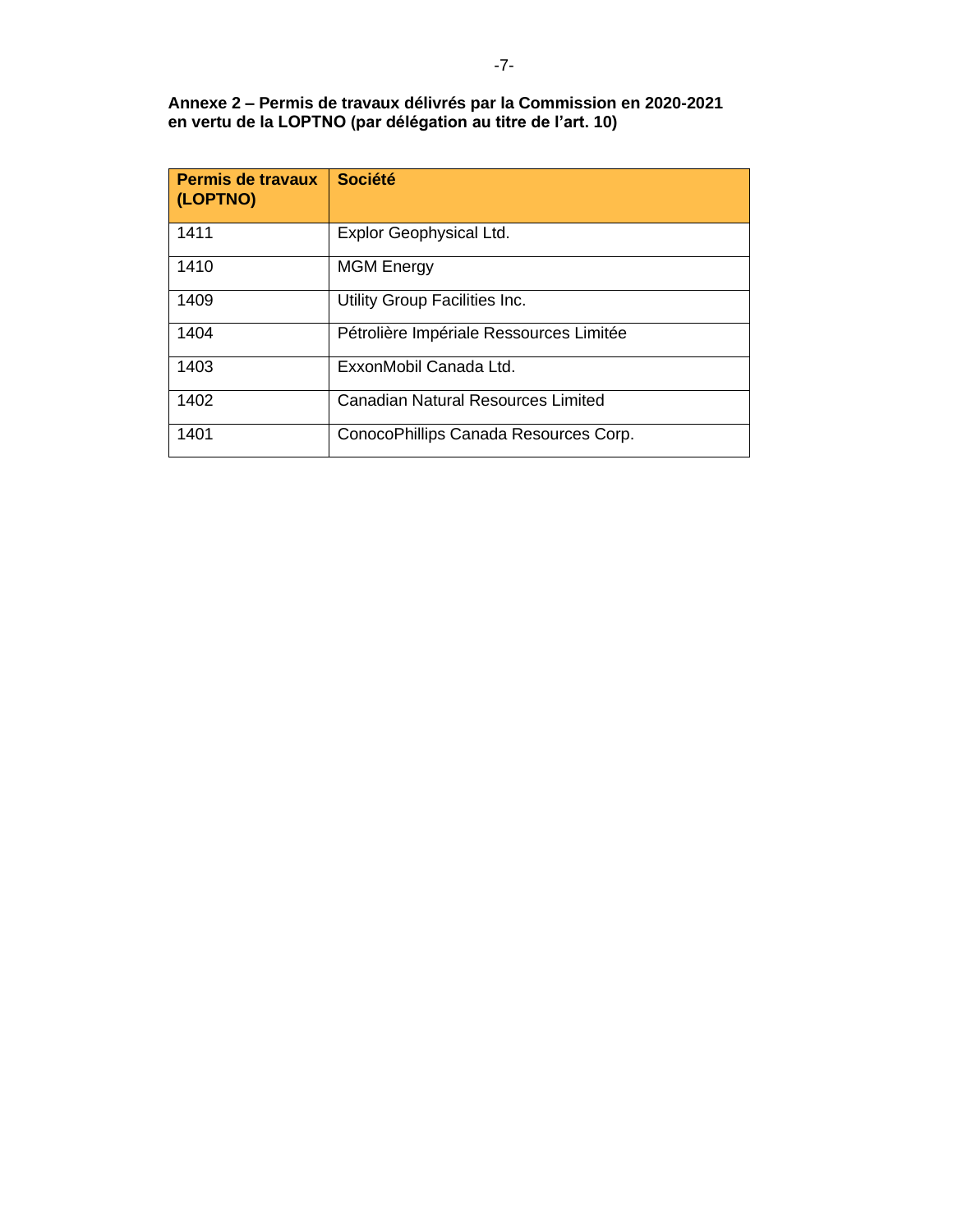**Annexe 2 – Permis de travaux délivrés par la Commission en 2020-2021 en vertu de la LOPTNO (par délégation au titre de l'art. 10)**

| Permis de travaux (LOPTNO) | Société |
|---|---|
| 1411 | Explor Geophysical Ltd. |
| 1410 | MGM Energy |
| 1409 | Utility Group Facilities Inc. |
| 1404 | Pétrolière Impériale Ressources Limitée |
| 1403 | ExxonMobil Canada Ltd. |
| 1402 | Canadian Natural Resources Limited |
| 1401 | ConocoPhillips Canada Resources Corp. |